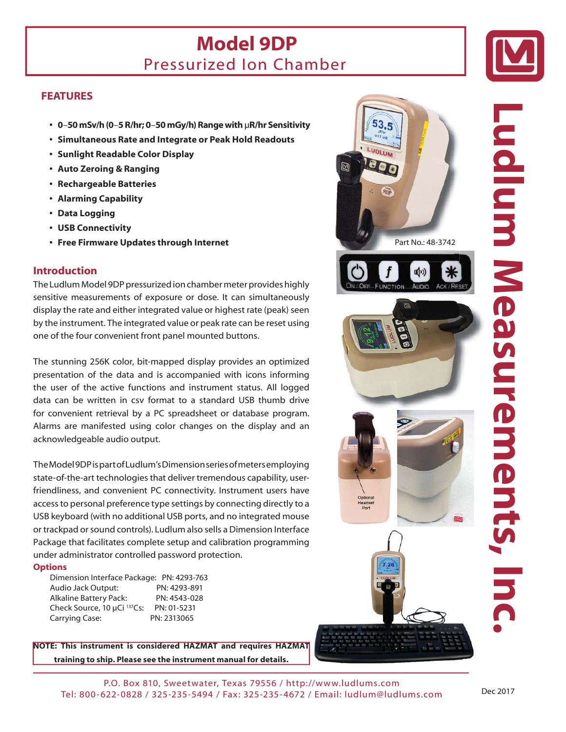# Model 9DP

## Pressurized Ion Chamber

### FEATURES

- **0–50 mSv/h (0–5 R/hr; 0–50 mGy/h) Range with μR/hr Sensitivity**
- **Simultaneous Rate and Integrate or Peak Hold Readouts**
- **Sunlight Readable Color Display**
- **Auto Zeroing & Ranging**
- **Rechargeable Batteries**
- **Alarming Capability**
- **Data Logging**
- **USB Connectivity**
- **Free Firmware Updates through Internet**

Part No.: 48-3742

ON / OFF FUNCTION AUDIO ACK / RESET

Optional Headset Port

### Introduction

The Ludlum Model 9DP pressurized ion chamber meter provides highly sensitive measurements of exposure or dose. It can simultaneously display the rate and either integrated value or highest rate (peak) seen by the instrument. The integrated value or peak rate can be reset using one of the four convenient front panel mounted buttons.

The stunning 256K color, bit-mapped display provides an optimized presentation of the data and is accompanied with icons informing the user of the active functions and instrument status. All logged data can be written in csv format to a standard USB thumb drive for convenient retrieval by a PC spreadsheet or database program. Alarms are manifested using color changes on the display and an acknowledgeable audio output.

The Model 9DP is part of Ludlum's Dimension series of meters employing state-of-the-art technologies that deliver tremendous capability, user-friendliness, and convenient PC connectivity. Instrument users have access to personal preference type settings by connecting directly to a USB keyboard (with no additional USB ports, and no integrated mouse or trackpad or sound controls). Ludlum also sells a Dimension Interface Package that facilitates complete setup and calibration programming under administrator controlled password protection.

### Options

| Option | Part Number |
|---|---|
| Dimension Interface Package: | PN: 4293-763 |
| Audio Jack Output: | PN: 4293-891 |
| Alkaline Battery Pack: | PN: 4543-028 |
| Check Source, 10 μCi $^{137}$Cs: | PN: 01-5231 |
| Carrying Case: | PN: 2313065 |

**NOTE: This instrument is considered HAZMAT and requires HAZMAT training to ship. Please see the instrument manual for details.**

Ludlum Measurements, Inc.

P.O. Box 810, Sweetwater, Texas 79556 / http://www.ludlums.com
Tel: 800-622-0828 / 325-235-5494 / Fax: 325-235-4672 / Email: ludlum@ludlums.com

Dec 2017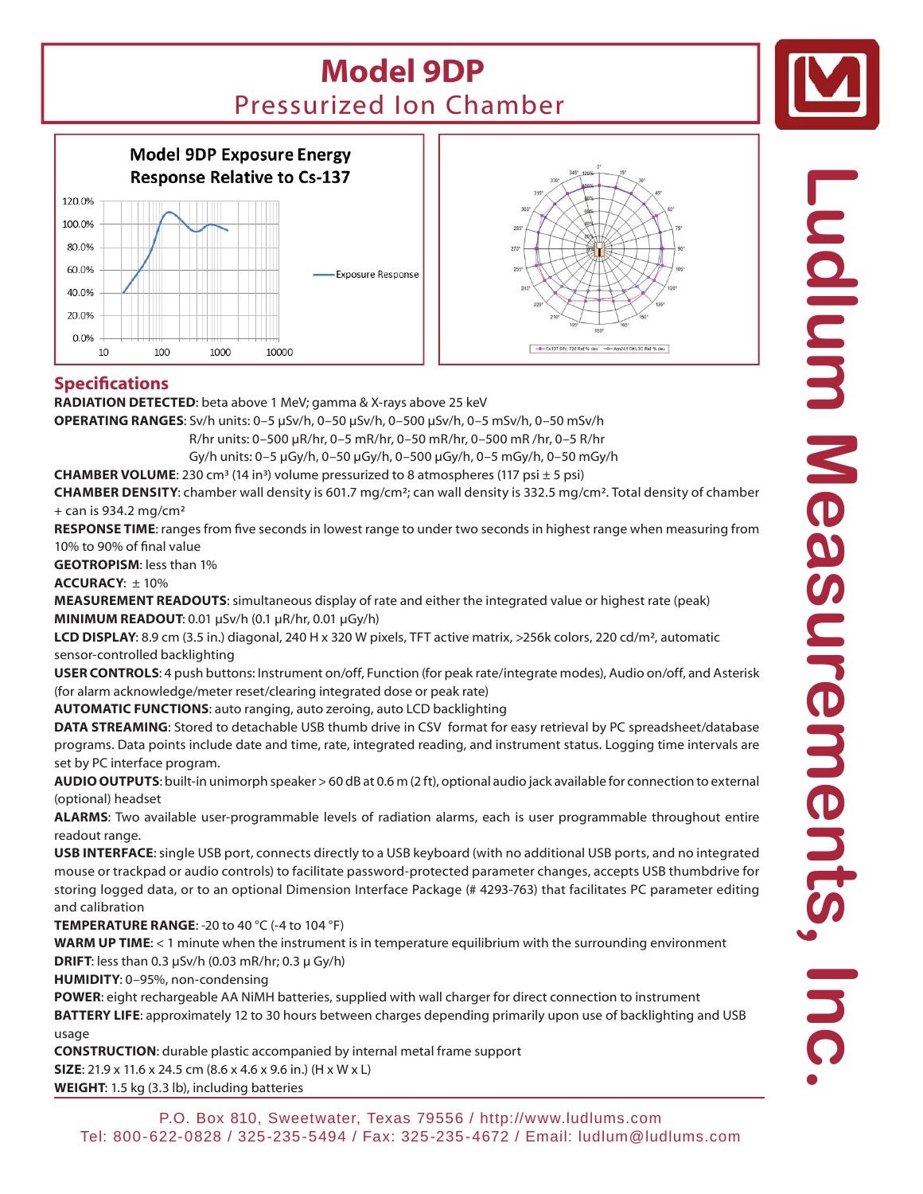# Model 9DP

## Pressurized Ion Chamber

Model 9DP Exposure Energy Response Relative to Cs-137

120.0%
100.0%
80.0%
60.0%
40.0%
20.0%
0.0%
10
100
1000
10000

Exposure Response

Cs137 S/N: 720 Ref % dev
Am241 Ct4L3C Ref % dev

## Specifications

**RADIATION DETECTED**: beta above 1 MeV; gamma & X-rays above 25 keV

**OPERATING RANGES**: Sv/h units: 0–5 μSv/h, 0–50 μSv/h, 0–500 μSv/h, 0–5 mSv/h, 0–50 mSv/h
R/hr units: 0–500 μR/hr, 0–5 mR/hr, 0–50 mR/hr, 0–500 mR /hr, 0–5 R/hr
Gy/h units: 0–5 μGy/h, 0–50 μGy/h, 0–500 μGy/h, 0–5 mGy/h, 0–50 mGy/h

**CHAMBER VOLUME**: 230 cm³ (14 in³) volume pressurized to 8 atmospheres (117 psi ± 5 psi)

**CHAMBER DENSITY**: chamber wall density is 601.7 mg/cm²; can wall density is 332.5 mg/cm². Total density of chamber + can is 934.2 mg/cm²

**RESPONSE TIME**: ranges from five seconds in lowest range to under two seconds in highest range when measuring from 10% to 90% of final value

**GEOTROPISM**: less than 1%

**ACCURACY**: ± 10%

**MEASUREMENT READOUTS**: simultaneous display of rate and either the integrated value or highest rate (peak)

**MINIMUM READOUT**: 0.01 μSv/h (0.1 μR/hr, 0.01 μGy/h)

**LCD DISPLAY**: 8.9 cm (3.5 in.) diagonal, 240 H x 320 W pixels, TFT active matrix, >256k colors, 220 cd/m², automatic sensor-controlled backlighting

**USER CONTROLS**: 4 push buttons: Instrument on/off, Function (for peak rate/integrate modes), Audio on/off, and Asterisk (for alarm acknowledge/meter reset/clearing integrated dose or peak rate)

**AUTOMATIC FUNCTIONS**: auto ranging, auto zeroing, auto LCD backlighting

**DATA STREAMING**: Stored to detachable USB thumb drive in CSV format for easy retrieval by PC spreadsheet/database programs. Data points include date and time, rate, integrated reading, and instrument status. Logging time intervals are set by PC interface program.

**AUDIO OUTPUTS**: built-in unimorph speaker > 60 dB at 0.6 m (2 ft), optional audio jack available for connection to external (optional) headset

**ALARMS**: Two available user-programmable levels of radiation alarms, each is user programmable throughout entire readout range.

**USB INTERFACE**: single USB port, connects directly to a USB keyboard (with no additional USB ports, and no integrated mouse or trackpad or audio controls) to facilitate password-protected parameter changes, accepts USB thumbdrive for storing logged data, or to an optional Dimension Interface Package (# 4293-763) that facilitates PC parameter editing and calibration

**TEMPERATURE RANGE**: -20 to 40 °C (-4 to 104 °F)

**WARM UP TIME**: < 1 minute when the instrument is in temperature equilibrium with the surrounding environment

**DRIFT**: less than 0.3 μSv/h (0.03 mR/hr; 0.3 μ Gy/h)

**HUMIDITY**: 0–95%, non-condensing

**POWER**: eight rechargeable AA NiMH batteries, supplied with wall charger for direct connection to instrument

**BATTERY LIFE**: approximately 12 to 30 hours between charges depending primarily upon use of backlighting and USB usage

**CONSTRUCTION**: durable plastic accompanied by internal metal frame support

**SIZE**: 21.9 x 11.6 x 24.5 cm (8.6 x 4.6 x 9.6 in.) (H x W x L)

**WEIGHT**: 1.5 kg (3.3 lb), including batteries

Ludlum Measurements, Inc.

P.O. Box 810, Sweetwater, Texas 79556 / http://www.ludlums.com
Tel: 800-622-0828 / 325-235-5494 / Fax: 325-235-4672 / Email: ludlum@ludlums.com